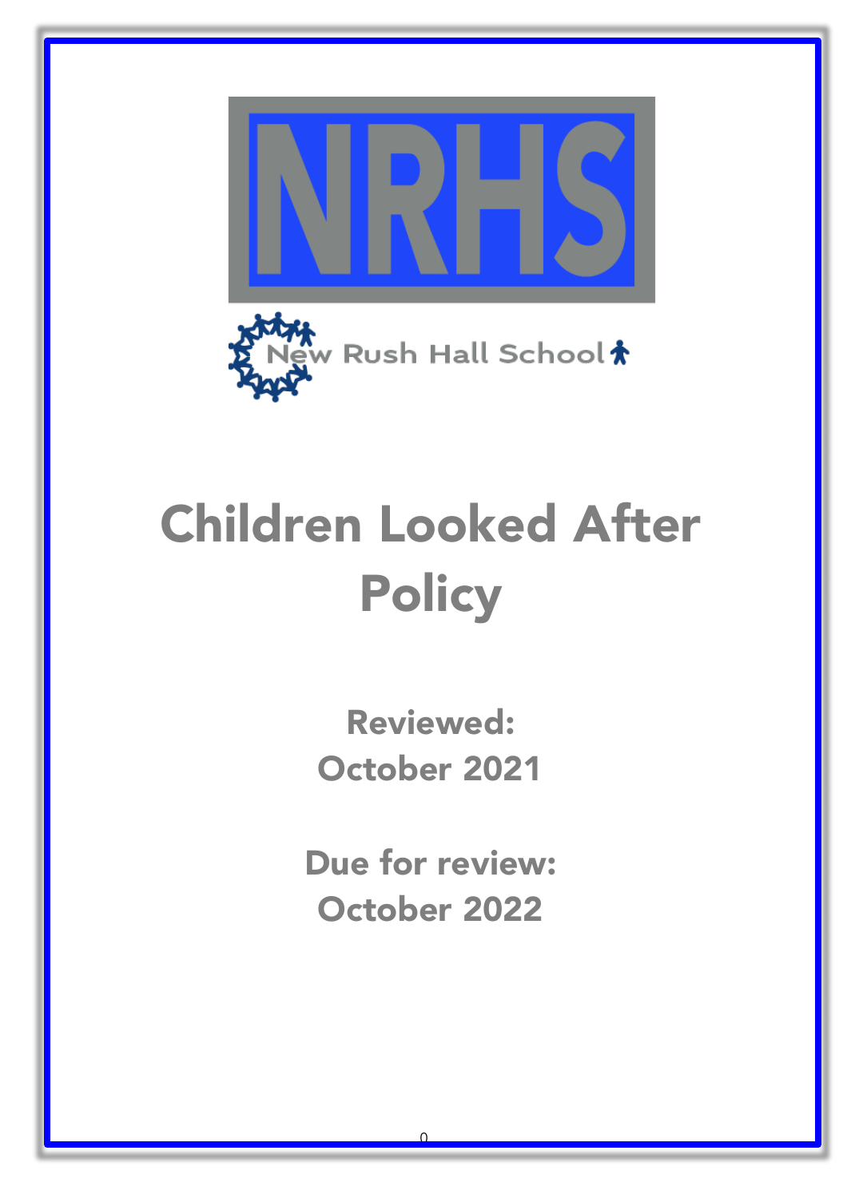NRHS

New Rush Hall School

# Children Looked After Policy

**Reviewed:**
**October 2021**

**Due for review:**
**October 2022**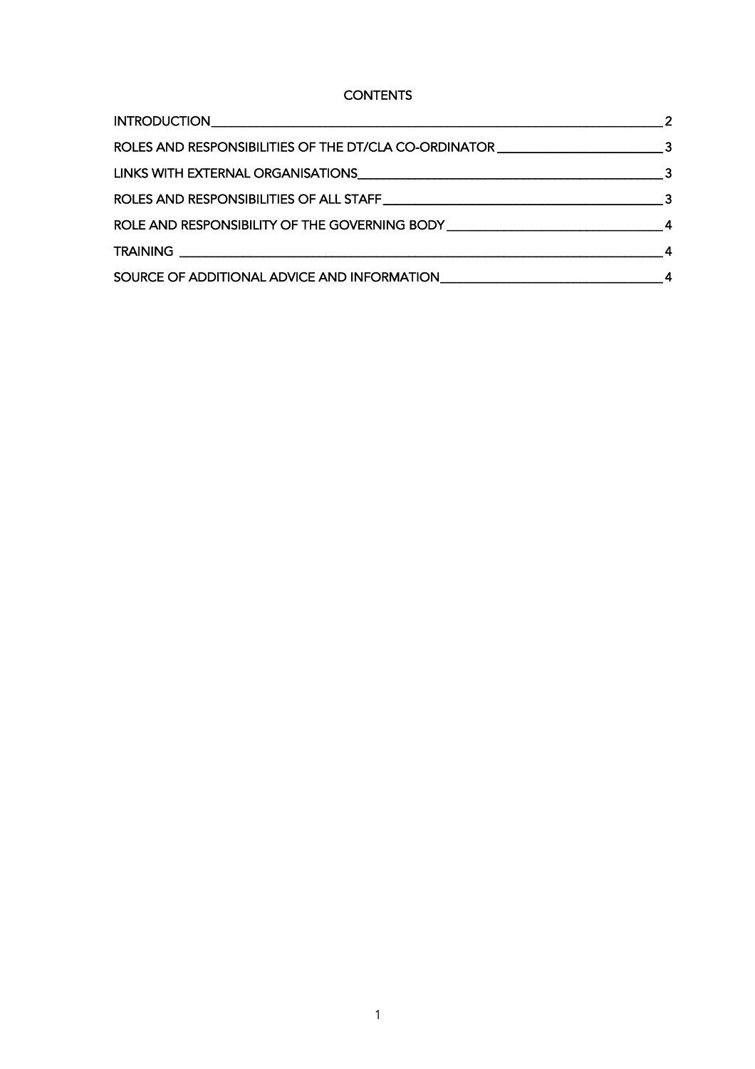# CONTENTS

| | |
|---|---|
| INTRODUCTION | 2 |
| ROLES AND RESPONSIBILITIES OF THE DT/CLA CO-ORDINATOR | 3 |
| LINKS WITH EXTERNAL ORGANISATIONS | 3 |
| ROLES AND RESPONSIBILITIES OF ALL STAFF | 3 |
| ROLE AND RESPONSIBILITY OF THE GOVERNING BODY | 4 |
| TRAINING | 4 |
| SOURCE OF ADDITIONAL ADVICE AND INFORMATION | 4 |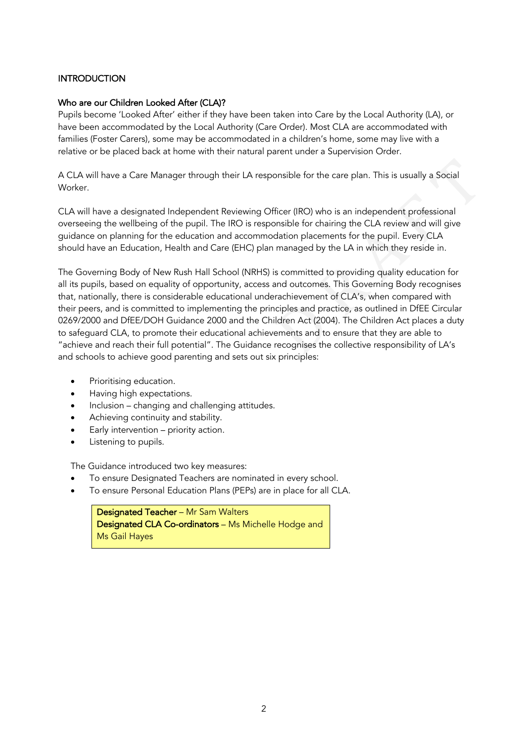## INTRODUCTION

### Who are our Children Looked After (CLA)?

Pupils become 'Looked After' either if they have been taken into Care by the Local Authority (LA), or have been accommodated by the Local Authority (Care Order). Most CLA are accommodated with families (Foster Carers), some may be accommodated in a children's home, some may live with a relative or be placed back at home with their natural parent under a Supervision Order.

A CLA will have a Care Manager through their LA responsible for the care plan. This is usually a Social Worker.

CLA will have a designated Independent Reviewing Officer (IRO) who is an independent professional overseeing the wellbeing of the pupil. The IRO is responsible for chairing the CLA review and will give guidance on planning for the education and accommodation placements for the pupil. Every CLA should have an Education, Health and Care (EHC) plan managed by the LA in which they reside in.

The Governing Body of New Rush Hall School (NRHS) is committed to providing quality education for all its pupils, based on equality of opportunity, access and outcomes. This Governing Body recognises that, nationally, there is considerable educational underachievement of CLA's, when compared with their peers, and is committed to implementing the principles and practice, as outlined in DfEE Circular 0269/2000 and DfEE/DOH Guidance 2000 and the Children Act (2004). The Children Act places a duty to safeguard CLA, to promote their educational achievements and to ensure that they are able to "achieve and reach their full potential". The Guidance recognises the collective responsibility of LA's and schools to achieve good parenting and sets out six principles:

- Prioritising education.
- Having high expectations.
- Inclusion – changing and challenging attitudes.
- Achieving continuity and stability.
- Early intervention – priority action.
- Listening to pupils.

The Guidance introduced two key measures:

- To ensure Designated Teachers are nominated in every school.
- To ensure Personal Education Plans (PEPs) are in place for all CLA.

**Designated Teacher** – Mr Sam Walters
**Designated CLA Co-ordinators** – Ms Michelle Hodge and Ms Gail Hayes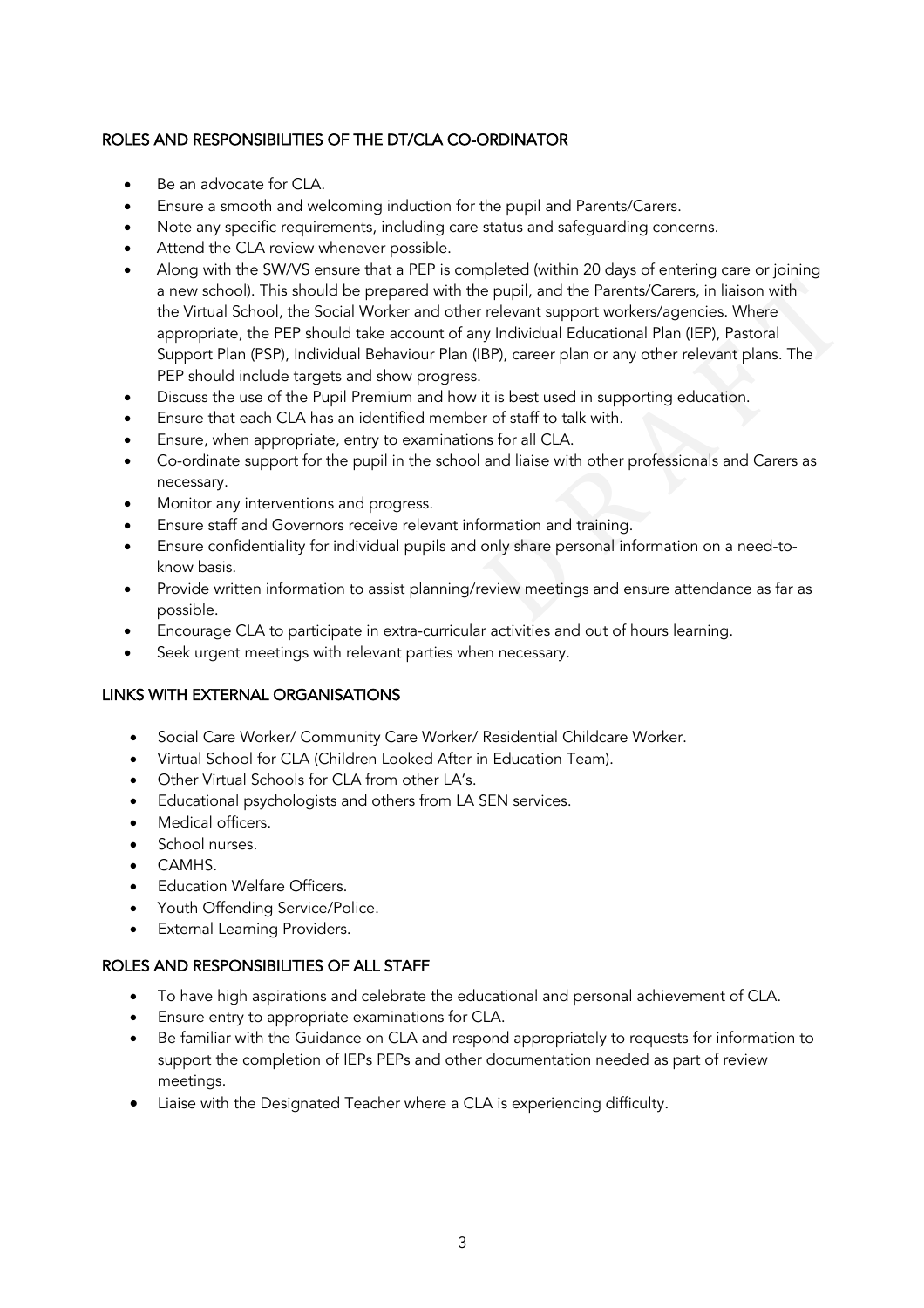## ROLES AND RESPONSIBILITIES OF THE DT/CLA CO-ORDINATOR

- Be an advocate for CLA.
- Ensure a smooth and welcoming induction for the pupil and Parents/Carers.
- Note any specific requirements, including care status and safeguarding concerns.
- Attend the CLA review whenever possible.
- Along with the SW/VS ensure that a PEP is completed (within 20 days of entering care or joining a new school). This should be prepared with the pupil, and the Parents/Carers, in liaison with the Virtual School, the Social Worker and other relevant support workers/agencies. Where appropriate, the PEP should take account of any Individual Educational Plan (IEP), Pastoral Support Plan (PSP), Individual Behaviour Plan (IBP), career plan or any other relevant plans. The PEP should include targets and show progress.
- Discuss the use of the Pupil Premium and how it is best used in supporting education.
- Ensure that each CLA has an identified member of staff to talk with.
- Ensure, when appropriate, entry to examinations for all CLA.
- Co-ordinate support for the pupil in the school and liaise with other professionals and Carers as necessary.
- Monitor any interventions and progress.
- Ensure staff and Governors receive relevant information and training.
- Ensure confidentiality for individual pupils and only share personal information on a need-to-know basis.
- Provide written information to assist planning/review meetings and ensure attendance as far as possible.
- Encourage CLA to participate in extra-curricular activities and out of hours learning.
- Seek urgent meetings with relevant parties when necessary.

## LINKS WITH EXTERNAL ORGANISATIONS

- Social Care Worker/ Community Care Worker/ Residential Childcare Worker.
- Virtual School for CLA (Children Looked After in Education Team).
- Other Virtual Schools for CLA from other LA's.
- Educational psychologists and others from LA SEN services.
- Medical officers.
- School nurses.
- CAMHS.
- Education Welfare Officers.
- Youth Offending Service/Police.
- External Learning Providers.

## ROLES AND RESPONSIBILITIES OF ALL STAFF

- To have high aspirations and celebrate the educational and personal achievement of CLA.
- Ensure entry to appropriate examinations for CLA.
- Be familiar with the Guidance on CLA and respond appropriately to requests for information to support the completion of IEPs PEPs and other documentation needed as part of review meetings.
- Liaise with the Designated Teacher where a CLA is experiencing difficulty.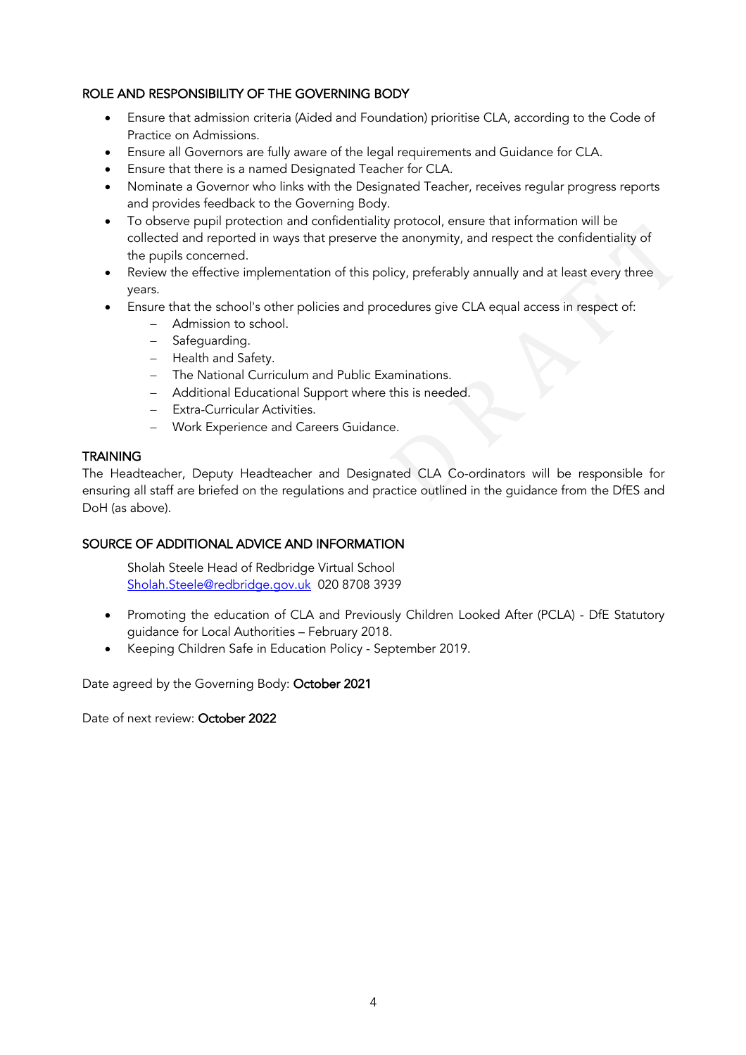## ROLE AND RESPONSIBILITY OF THE GOVERNING BODY

- Ensure that admission criteria (Aided and Foundation) prioritise CLA, according to the Code of Practice on Admissions.
- Ensure all Governors are fully aware of the legal requirements and Guidance for CLA.
- Ensure that there is a named Designated Teacher for CLA.
- Nominate a Governor who links with the Designated Teacher, receives regular progress reports and provides feedback to the Governing Body.
- To observe pupil protection and confidentiality protocol, ensure that information will be collected and reported in ways that preserve the anonymity, and respect the confidentiality of the pupils concerned.
- Review the effective implementation of this policy, preferably annually and at least every three years.
- Ensure that the school's other policies and procedures give CLA equal access in respect of:
  - Admission to school.
  - Safeguarding.
  - Health and Safety.
  - The National Curriculum and Public Examinations.
  - Additional Educational Support where this is needed.
  - Extra-Curricular Activities.
  - Work Experience and Careers Guidance.

## TRAINING

The Headteacher, Deputy Headteacher and Designated CLA Co-ordinators will be responsible for ensuring all staff are briefed on the regulations and practice outlined in the guidance from the DfES and DoH (as above).

## SOURCE OF ADDITIONAL ADVICE AND INFORMATION

Sholah Steele Head of Redbridge Virtual School
Sholah.Steele@redbridge.gov.uk 020 8708 3939

- Promoting the education of CLA and Previously Children Looked After (PCLA) - DfE Statutory guidance for Local Authorities – February 2018.
- Keeping Children Safe in Education Policy - September 2019.

Date agreed by the Governing Body: **October 2021**

Date of next review: **October 2022**